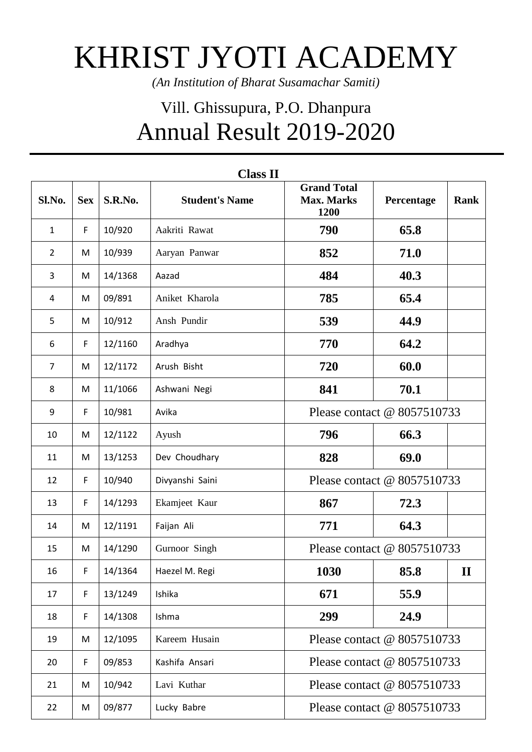# KHRIST JYOTI ACADEMY

*(An Institution of Bharat Susamachar Samiti)*

## Vill. Ghissupura, P.O. Dhanpura

## Annual Result 2019-2020

**Class II**

| Sl.No. | Sex | S.R.No. | Student's Name | Grand Total Max. Marks 1200 | Percentage | Rank |
|---|---|---|---|---|---|---|
| 1 | F | 10/920 | Aakriti Rawat | **790** | **65.8** | |
| 2 | M | 10/939 | Aaryan Panwar | **852** | **71.0** | |
| 3 | M | 14/1368 | Aazad | **484** | **40.3** | |
| 4 | M | 09/891 | Aniket Kharola | **785** | **65.4** | |
| 5 | M | 10/912 | Ansh Pundir | **539** | **44.9** | |
| 6 | F | 12/1160 | Aradhya | **770** | **64.2** | |
| 7 | M | 12/1172 | Arush Bisht | **720** | **60.0** | |
| 8 | M | 11/1066 | Ashwani Negi | **841** | **70.1** | |
| 9 | F | 10/981 | Avika | Please contact @ 8057510733 | | |
| 10 | M | 12/1122 | Ayush | **796** | **66.3** | |
| 11 | M | 13/1253 | Dev Choudhary | **828** | **69.0** | |
| 12 | F | 10/940 | Divyanshi Saini | Please contact @ 8057510733 | | |
| 13 | F | 14/1293 | Ekamjeet Kaur | **867** | **72.3** | |
| 14 | M | 12/1191 | Faijan Ali | **771** | **64.3** | |
| 15 | M | 14/1290 | Gurnoor Singh | Please contact @ 8057510733 | | |
| 16 | F | 14/1364 | Haezel M. Regi | **1030** | **85.8** | **II** |
| 17 | F | 13/1249 | Ishika | **671** | **55.9** | |
| 18 | F | 14/1308 | Ishma | **299** | **24.9** | |
| 19 | M | 12/1095 | Kareem Husain | Please contact @ 8057510733 | | |
| 20 | F | 09/853 | Kashifa Ansari | Please contact @ 8057510733 | | |
| 21 | M | 10/942 | Lavi Kuthar | Please contact @ 8057510733 | | |
| 22 | M | 09/877 | Lucky Babre | Please contact @ 8057510733 | | |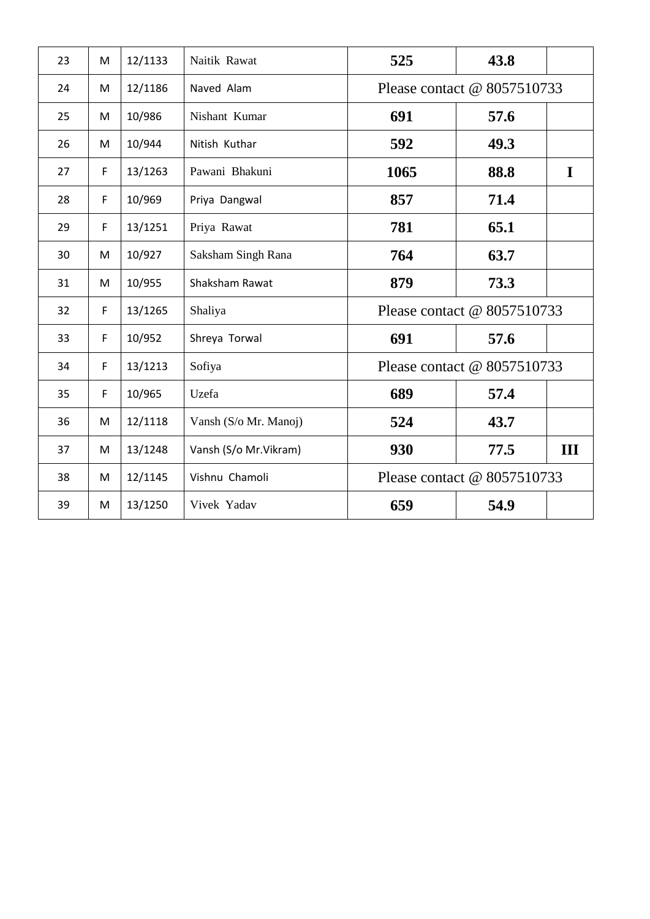| | | | | | | |
|---|---|---|---|---|---|---|
| 23 | M | 12/1133 | Naitik Rawat | **525** | **43.8** | |
| 24 | M | 12/1186 | Naved Alam | Please contact @ 8057510733 | | |
| 25 | M | 10/986 | Nishant Kumar | **691** | **57.6** | |
| 26 | M | 10/944 | Nitish Kuthar | **592** | **49.3** | |
| 27 | F | 13/1263 | Pawani Bhakuni | **1065** | **88.8** | **I** |
| 28 | F | 10/969 | Priya Dangwal | **857** | **71.4** | |
| 29 | F | 13/1251 | Priya Rawat | **781** | **65.1** | |
| 30 | M | 10/927 | Saksham Singh Rana | **764** | **63.7** | |
| 31 | M | 10/955 | Shaksham Rawat | **879** | **73.3** | |
| 32 | F | 13/1265 | Shaliya | Please contact @ 8057510733 | | |
| 33 | F | 10/952 | Shreya Torwal | **691** | **57.6** | |
| 34 | F | 13/1213 | Sofiya | Please contact @ 8057510733 | | |
| 35 | F | 10/965 | Uzefa | **689** | **57.4** | |
| 36 | M | 12/1118 | Vansh (S/o Mr. Manoj) | **524** | **43.7** | |
| 37 | M | 13/1248 | Vansh (S/o Mr.Vikram) | **930** | **77.5** | **III** |
| 38 | M | 12/1145 | Vishnu Chamoli | Please contact @ 8057510733 | | |
| 39 | M | 13/1250 | Vivek Yadav | **659** | **54.9** | |